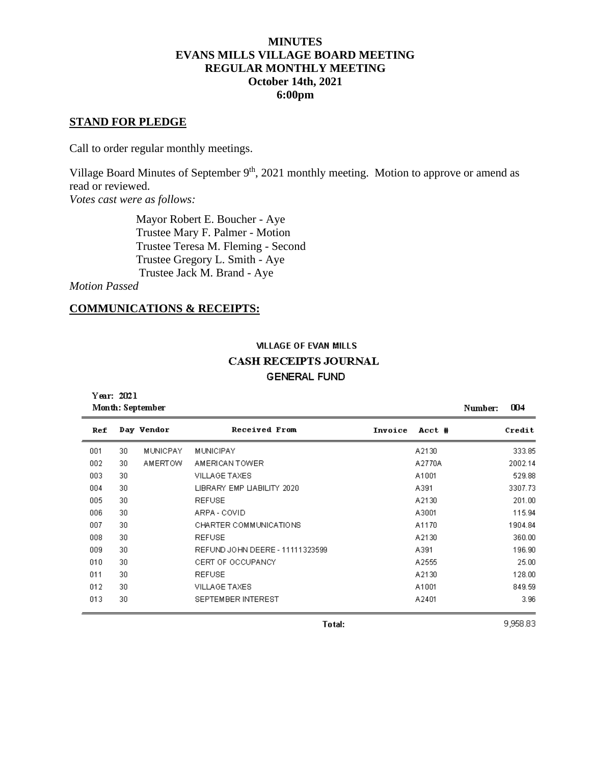# MINUTES
# EVANS MILLS VILLAGE BOARD MEETING
# REGULAR MONTHLY MEETING
# October 14th, 2021
# 6:00pm

## STAND FOR PLEDGE

Call to order regular monthly meetings.

Village Board Minutes of September 9th, 2021 monthly meeting. Motion to approve or amend as read or reviewed.
*Votes cast were as follows:*

Mayor Robert E. Boucher - Aye
Trustee Mary F. Palmer - Motion
Trustee Teresa M. Fleming - Second
Trustee Gregory L. Smith - Aye
Trustee Jack M. Brand - Aye

*Motion Passed*

## COMMUNICATIONS & RECEIPTS:

VILLAGE OF EVAN MILLS
**CASH RECEIPTS JOURNAL**
GENERAL FUND

**Year:** 2021
**Month:** September
**Number:** 004

| Ref | Day | Vendor | Received From | Invoice | Acct # | Credit |
|---|---|---|---|---|---|---|
| 001 | 30 | MUNICPAY | MUNICIPAY | | A2130 | 333.85 |
| 002 | 30 | AMERTOW | AMERICAN TOWER | | A2770A | 2002.14 |
| 003 | 30 | | VILLAGE TAXES | | A1001 | 529.88 |
| 004 | 30 | | LIBRARY EMP LIABILITY 2020 | | A391 | 3307.73 |
| 005 | 30 | | REFUSE | | A2130 | 201.00 |
| 006 | 30 | | ARPA - COVID | | A3001 | 115.94 |
| 007 | 30 | | CHARTER COMMUNICATIONS | | A1170 | 1904.84 |
| 008 | 30 | | REFUSE | | A2130 | 360.00 |
| 009 | 30 | | REFUND JOHN DEERE - 11111323599 | | A391 | 196.90 |
| 010 | 30 | | CERT OF OCCUPANCY | | A2555 | 25.00 |
| 011 | 30 | | REFUSE | | A2130 | 128.00 |
| 012 | 30 | | VILLAGE TAXES | | A1001 | 849.59 |
| 013 | 30 | | SEPTEMBER INTEREST | | A2401 | 3.96 |
| | | | **Total:** | | | 9,958.83 |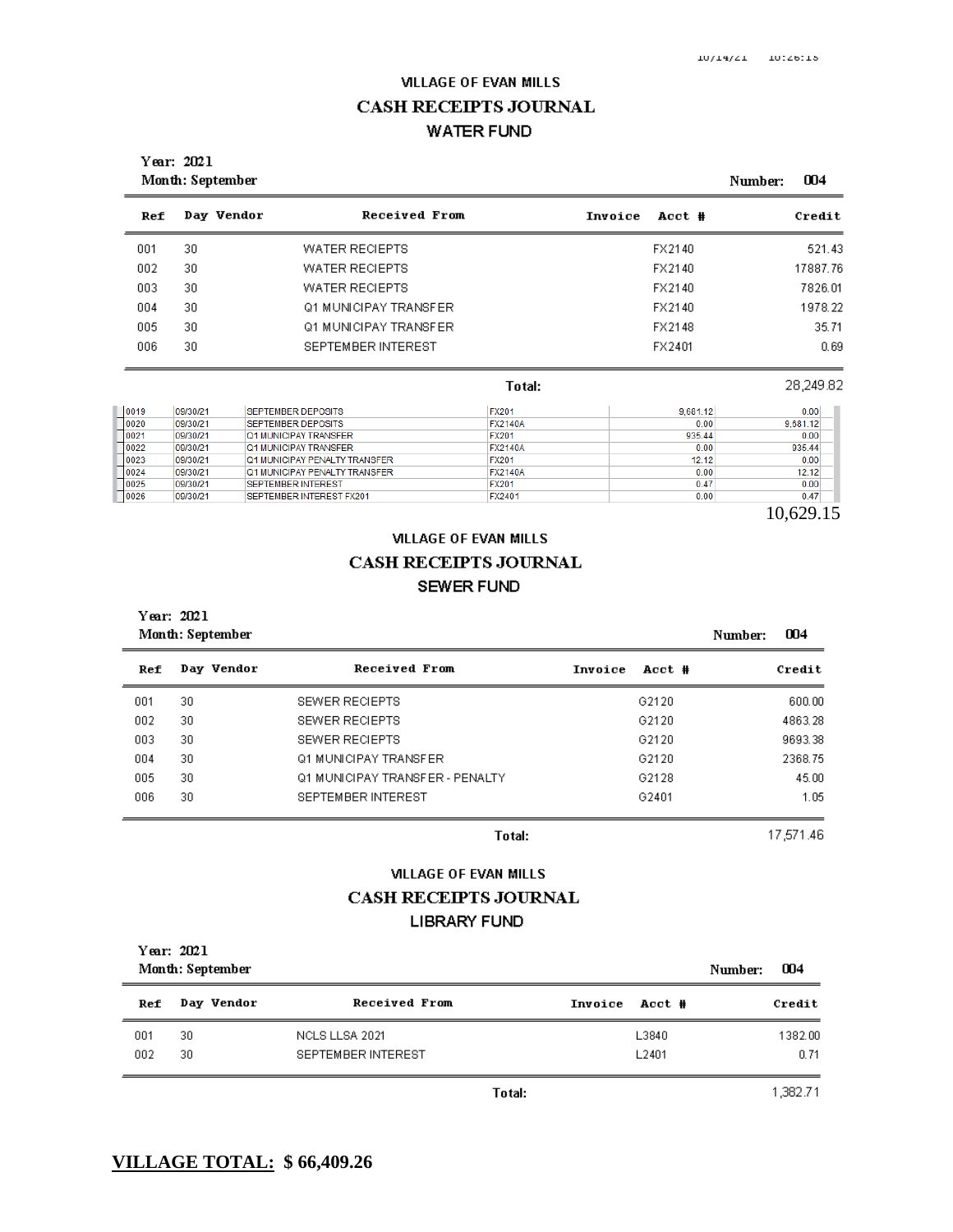## VILLAGE OF EVAN MILLS

## CASH RECEIPTS JOURNAL

### WATER FUND

**Year: 2021**
**Month: September**  **Number: 004**

| Ref | Day | Vendor | Received From | Invoice | Acct # | Credit |
|---|---|---|---|---|---|---|
| 001 | 30 | | WATER RECIEPTS | | FX2140 | 521.43 |
| 002 | 30 | | WATER RECIEPTS | | FX2140 | 17887.76 |
| 003 | 30 | | WATER RECIEPTS | | FX2140 | 7826.01 |
| 004 | 30 | | Q1 MUNICIPAY TRANSFER | | FX2140 | 1978.22 |
| 005 | 30 | | Q1 MUNICIPAY TRANSFER | | FX2148 | 35.71 |
| 006 | 30 | | SEPTEMBER INTEREST | | FX2401 | 0.69 |
| | | | **Total:** | | | 28,249.82 |

| | | | | | |
|---|---|---|---|---|---|
| 0019 | 09/30/21 | SEPTEMBER DEPOSITS | FX201 | 9,681.12 | 0.00 |
| 0020 | 09/30/21 | SEPTEMBER DEPOSITS | FX2140A | 0.00 | 9,681.12 |
| 0021 | 09/30/21 | Q1 MUNICIPAY TRANSFER | FX201 | 935.44 | 0.00 |
| 0022 | 09/30/21 | Q1 MUNICIPAY TRANSFER | FX2140A | 0.00 | 935.44 |
| 0023 | 09/30/21 | Q1 MUNICIPAY PENALTY TRANSFER | FX201 | 12.12 | 0.00 |
| 0024 | 09/30/21 | Q1 MUNICIPAY PENALTY TRANSFER | FX2140A | 0.00 | 12.12 |
| 0025 | 09/30/21 | SEPTEMBER INTEREST | FX201 | 0.47 | 0.00 |
| 0026 | 09/30/21 | SEPTEMBER INTEREST FX201 | FX2401 | 0.00 | 0.47 |

10,629.15

## VILLAGE OF EVAN MILLS

## CASH RECEIPTS JOURNAL

### SEWER FUND

**Year: 2021**
**Month: September**  **Number: 004**

| Ref | Day | Vendor | Received From | Invoice | Acct # | Credit |
|---|---|---|---|---|---|---|
| 001 | 30 | | SEWER RECIEPTS | | G2120 | 600.00 |
| 002 | 30 | | SEWER RECIEPTS | | G2120 | 4863.28 |
| 003 | 30 | | SEWER RECIEPTS | | G2120 | 9693.38 |
| 004 | 30 | | Q1 MUNICIPAY TRANSFER | | G2120 | 2368.75 |
| 005 | 30 | | Q1 MUNICIPAY TRANSFER - PENALTY | | G2128 | 45.00 |
| 006 | 30 | | SEPTEMBER INTEREST | | G2401 | 1.05 |
| | | | **Total:** | | | 17,571.46 |

## VILLAGE OF EVAN MILLS

## CASH RECEIPTS JOURNAL

### LIBRARY FUND

**Year: 2021**
**Month: September**  **Number: 004**

| Ref | Day | Vendor | Received From | Invoice | Acct # | Credit |
|---|---|---|---|---|---|---|
| 001 | 30 | | NCLS LLSA 2021 | | L3840 | 1382.00 |
| 002 | 30 | | SEPTEMBER INTEREST | | L2401 | 0.71 |
| | | | **Total:** | | | 1,382.71 |

**<u>VILLAGE TOTAL:</u> $ 66,409.26**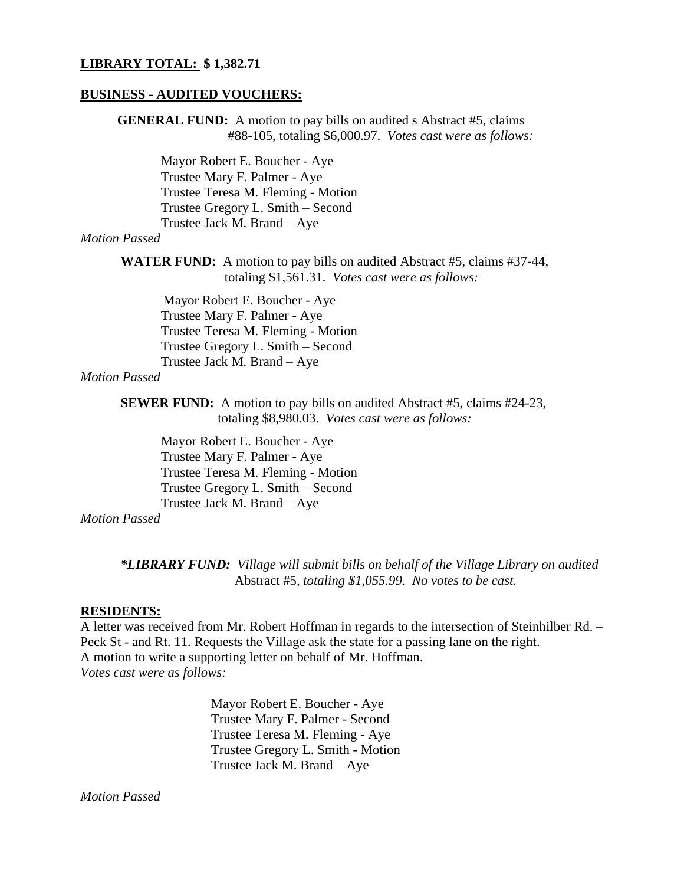**LIBRARY TOTAL: $ 1,382.71**

**BUSINESS - AUDITED VOUCHERS:**

**GENERAL FUND:** A motion to pay bills on audited s Abstract #5, claims #88-105, totaling $6,000.97. *Votes cast were as follows:*

Mayor Robert E. Boucher - Aye
Trustee Mary F. Palmer - Aye
Trustee Teresa M. Fleming - Motion
Trustee Gregory L. Smith – Second
Trustee Jack M. Brand – Aye

*Motion Passed*

**WATER FUND:** A motion to pay bills on audited Abstract #5, claims #37-44, totaling $1,561.31. *Votes cast were as follows:*

Mayor Robert E. Boucher - Aye
Trustee Mary F. Palmer - Aye
Trustee Teresa M. Fleming - Motion
Trustee Gregory L. Smith – Second
Trustee Jack M. Brand – Aye

*Motion Passed*

**SEWER FUND:** A motion to pay bills on audited Abstract #5, claims #24-23, totaling $8,980.03. *Votes cast were as follows:*

Mayor Robert E. Boucher - Aye
Trustee Mary F. Palmer - Aye
Trustee Teresa M. Fleming - Motion
Trustee Gregory L. Smith – Second
Trustee Jack M. Brand – Aye

*Motion Passed*

***LIBRARY FUND:** *Village will submit bills on behalf of the Village Library on audited* Abstract #5, *totaling $1,055.99. No votes to be cast.*

**RESIDENTS:**

A letter was received from Mr. Robert Hoffman in regards to the intersection of Steinhilber Rd. – Peck St - and Rt. 11. Requests the Village ask the state for a passing lane on the right.
A motion to write a supporting letter on behalf of Mr. Hoffman.
*Votes cast were as follows:*

Mayor Robert E. Boucher - Aye
Trustee Mary F. Palmer - Second
Trustee Teresa M. Fleming - Aye
Trustee Gregory L. Smith - Motion
Trustee Jack M. Brand – Aye

*Motion Passed*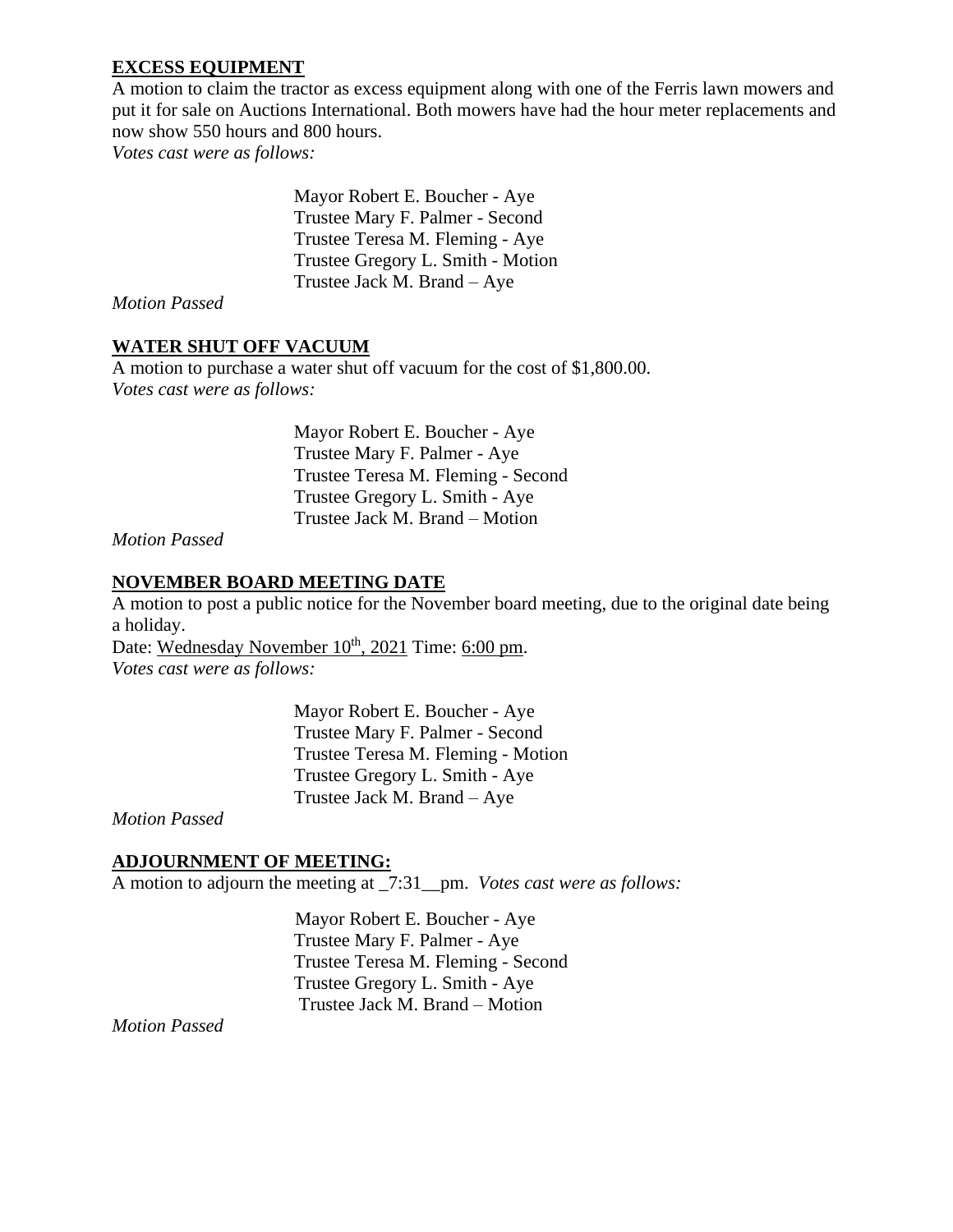**EXCESS EQUIPMENT**

A motion to claim the tractor as excess equipment along with one of the Ferris lawn mowers and put it for sale on Auctions International. Both mowers have had the hour meter replacements and now show 550 hours and 800 hours.

*Votes cast were as follows:*

Mayor Robert E. Boucher - Aye
Trustee Mary F. Palmer - Second
Trustee Teresa M. Fleming - Aye
Trustee Gregory L. Smith - Motion
Trustee Jack M. Brand – Aye

*Motion Passed*

**WATER SHUT OFF VACUUM**

A motion to purchase a water shut off vacuum for the cost of $1,800.00.

*Votes cast were as follows:*

Mayor Robert E. Boucher - Aye
Trustee Mary F. Palmer - Aye
Trustee Teresa M. Fleming - Second
Trustee Gregory L. Smith - Aye
Trustee Jack M. Brand – Motion

*Motion Passed*

**NOVEMBER BOARD MEETING DATE**

A motion to post a public notice for the November board meeting, due to the original date being a holiday.

Date: Wednesday November 10th, 2021 Time: 6:00 pm.

*Votes cast were as follows:*

Mayor Robert E. Boucher - Aye
Trustee Mary F. Palmer - Second
Trustee Teresa M. Fleming - Motion
Trustee Gregory L. Smith - Aye
Trustee Jack M. Brand – Aye

*Motion Passed*

**ADJOURNMENT OF MEETING:**

A motion to adjourn the meeting at _7:31__pm. *Votes cast were as follows:*

Mayor Robert E. Boucher - Aye
Trustee Mary F. Palmer - Aye
Trustee Teresa M. Fleming - Second
Trustee Gregory L. Smith - Aye
Trustee Jack M. Brand – Motion

*Motion Passed*